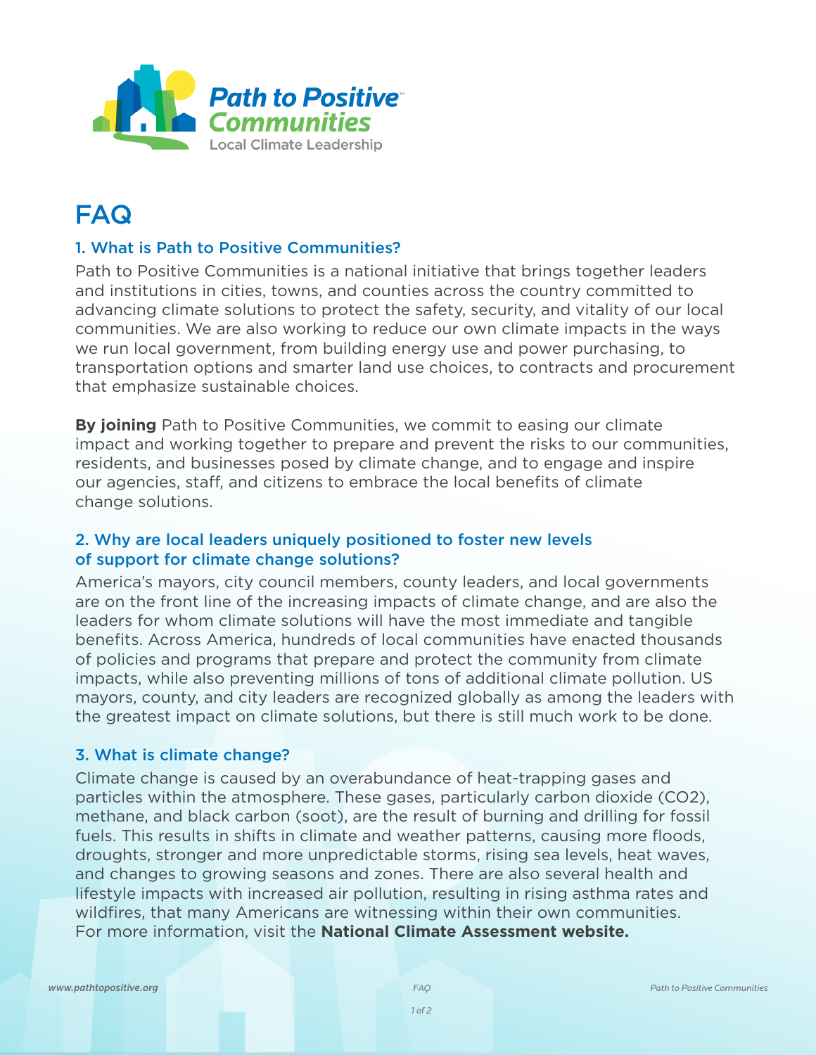Path to Positive™ Communities

Local Climate Leadership

# FAQ

## 1. What is Path to Positive Communities?

Path to Positive Communities is a national initiative that brings together leaders and institutions in cities, towns, and counties across the country committed to advancing climate solutions to protect the safety, security, and vitality of our local communities. We are also working to reduce our own climate impacts in the ways we run local government, from building energy use and power purchasing, to transportation options and smarter land use choices, to contracts and procurement that emphasize sustainable choices.

**By joining** Path to Positive Communities, we commit to easing our climate impact and working together to prepare and prevent the risks to our communities, residents, and businesses posed by climate change, and to engage and inspire our agencies, staff, and citizens to embrace the local benefits of climate change solutions.

## 2. Why are local leaders uniquely positioned to foster new levels of support for climate change solutions?

America's mayors, city council members, county leaders, and local governments are on the front line of the increasing impacts of climate change, and are also the leaders for whom climate solutions will have the most immediate and tangible benefits. Across America, hundreds of local communities have enacted thousands of policies and programs that prepare and protect the community from climate impacts, while also preventing millions of tons of additional climate pollution. US mayors, county, and city leaders are recognized globally as among the leaders with the greatest impact on climate solutions, but there is still much work to be done.

## 3. What is climate change?

Climate change is caused by an overabundance of heat-trapping gases and particles within the atmosphere. These gases, particularly carbon dioxide ($CO_2$), methane, and black carbon (soot), are the result of burning and drilling for fossil fuels. This results in shifts in climate and weather patterns, causing more floods, droughts, stronger and more unpredictable storms, rising sea levels, heat waves, and changes to growing seasons and zones. There are also several health and lifestyle impacts with increased air pollution, resulting in rising asthma rates and wildfires, that many Americans are witnessing within their own communities. For more information, visit the **National Climate Assessment website.**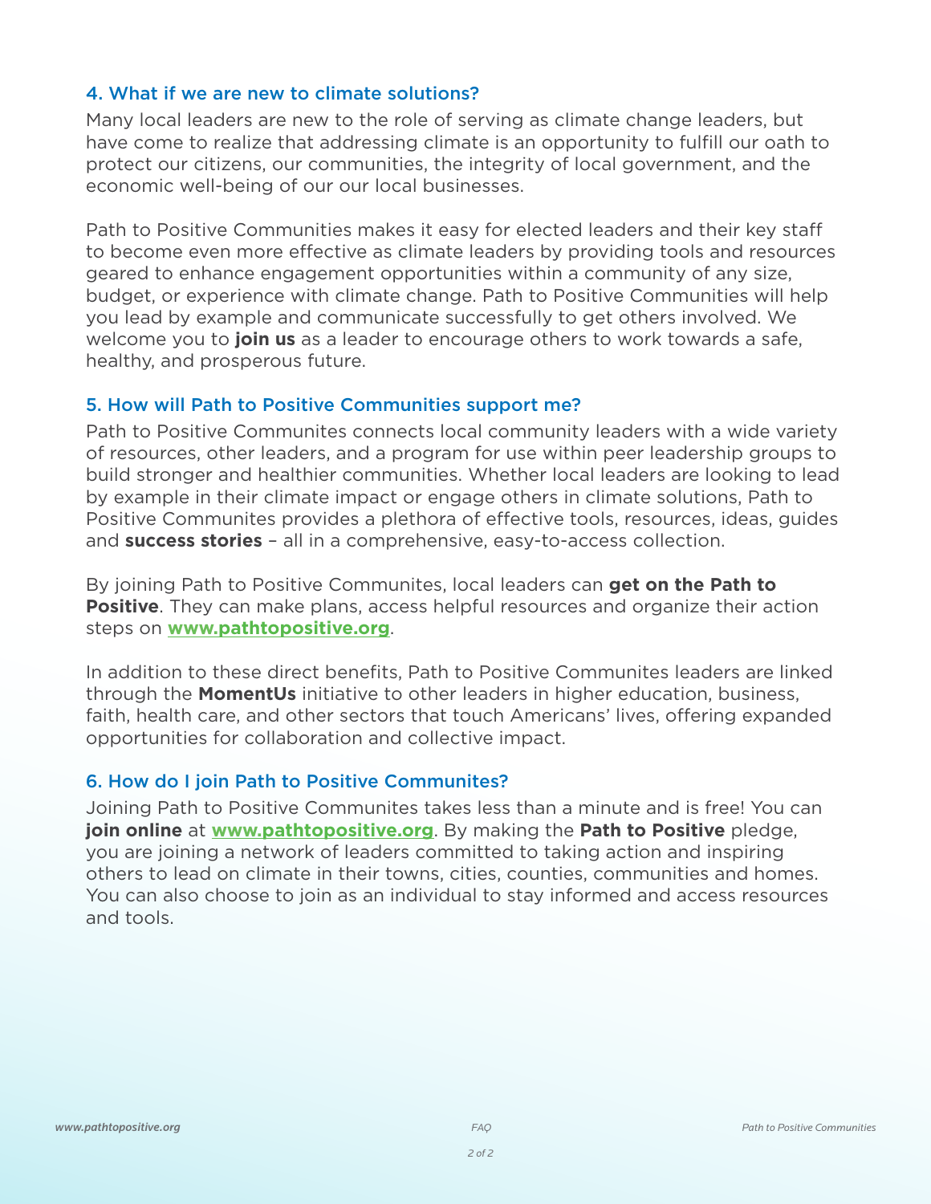## 4. What if we are new to climate solutions?

Many local leaders are new to the role of serving as climate change leaders, but have come to realize that addressing climate is an opportunity to fulfill our oath to protect our citizens, our communities, the integrity of local government, and the economic well-being of our our local businesses.

Path to Positive Communities makes it easy for elected leaders and their key staff to become even more effective as climate leaders by providing tools and resources geared to enhance engagement opportunities within a community of any size, budget, or experience with climate change. Path to Positive Communities will help you lead by example and communicate successfully to get others involved. We welcome you to **join us** as a leader to encourage others to work towards a safe, healthy, and prosperous future.

## 5. How will Path to Positive Communities support me?

Path to Positive Communites connects local community leaders with a wide variety of resources, other leaders, and a program for use within peer leadership groups to build stronger and healthier communities. Whether local leaders are looking to lead by example in their climate impact or engage others in climate solutions, Path to Positive Communites provides a plethora of effective tools, resources, ideas, guides and **success stories** – all in a comprehensive, easy-to-access collection.

By joining Path to Positive Communites, local leaders can **get on the Path to Positive**. They can make plans, access helpful resources and organize their action steps on **www.pathtopositive.org**.

In addition to these direct benefits, Path to Positive Communites leaders are linked through the **MomentUs** initiative to other leaders in higher education, business, faith, health care, and other sectors that touch Americans' lives, offering expanded opportunities for collaboration and collective impact.

## 6. How do I join Path to Positive Communites?

Joining Path to Positive Communites takes less than a minute and is free! You can **join online** at **www.pathtopositive.org**. By making the **Path to Positive** pledge, you are joining a network of leaders committed to taking action and inspiring others to lead on climate in their towns, cities, counties, communities and homes. You can also choose to join as an individual to stay informed and access resources and tools.